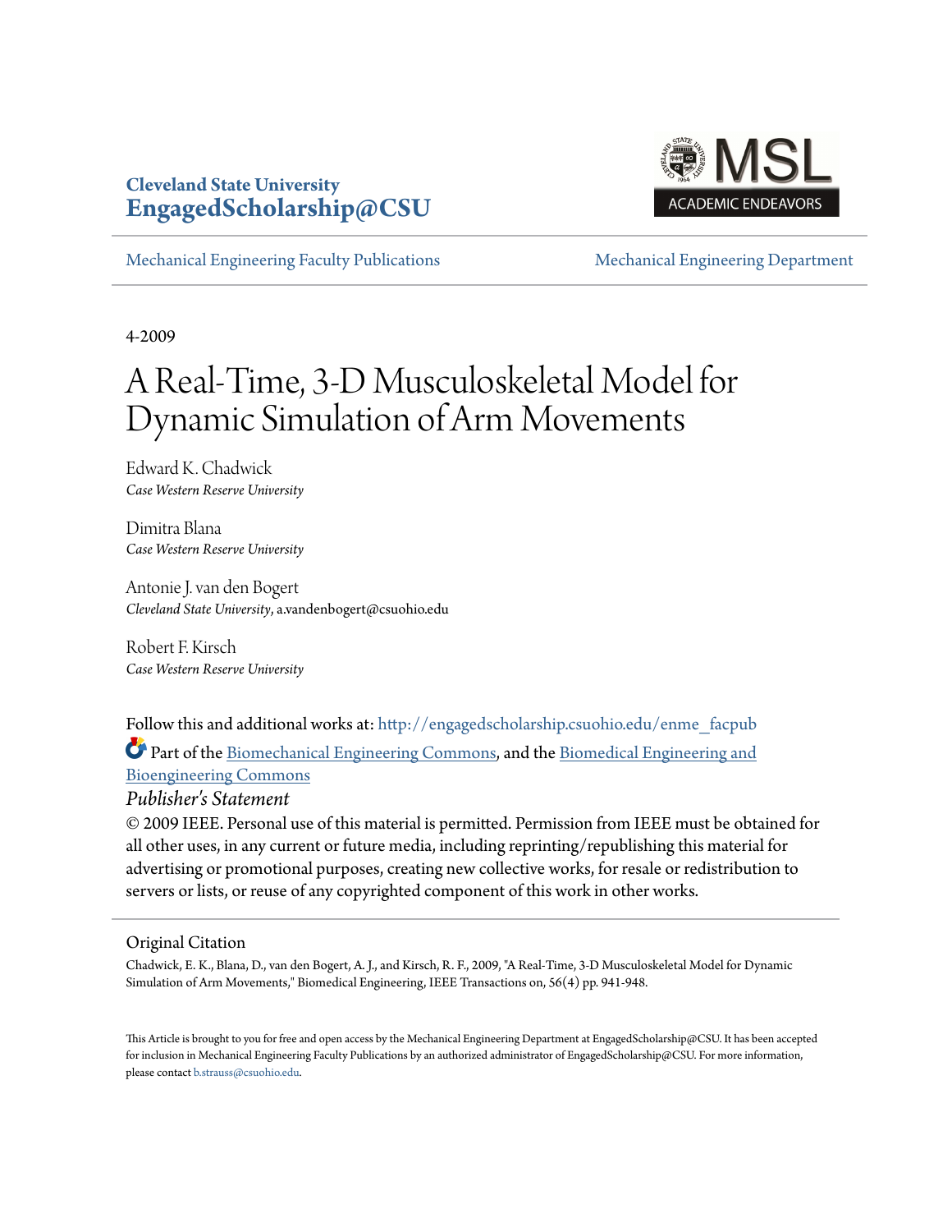**Cleveland State University**
**EngagedScholarship@CSU**

MSL ACADEMIC ENDEAVORS

Mechanical Engineering Faculty Publications | Mechanical Engineering Department

4-2009

# A Real-Time, 3-D Musculoskeletal Model for Dynamic Simulation of Arm Movements

Edward K. Chadwick
*Case Western Reserve University*

Dimitra Blana
*Case Western Reserve University*

Antonie J. van den Bogert
*Cleveland State University*, a.vandenbogert@csuohio.edu

Robert F. Kirsch
*Case Western Reserve University*

Follow this and additional works at: http://engagedscholarship.csuohio.edu/enme_facpub

Part of the Biomechanical Engineering Commons, and the Biomedical Engineering and Bioengineering Commons

*Publisher's Statement*

© 2009 IEEE. Personal use of this material is permitted. Permission from IEEE must be obtained for all other uses, in any current or future media, including reprinting/republishing this material for advertising or promotional purposes, creating new collective works, for resale or redistribution to servers or lists, or reuse of any copyrighted component of this work in other works.

Original Citation

Chadwick, E. K., Blana, D., van den Bogert, A. J., and Kirsch, R. F., 2009, "A Real-Time, 3-D Musculoskeletal Model for Dynamic Simulation of Arm Movements," Biomedical Engineering, IEEE Transactions on, 56(4) pp. 941-948.

This Article is brought to you for free and open access by the Mechanical Engineering Department at EngagedScholarship@CSU. It has been accepted for inclusion in Mechanical Engineering Faculty Publications by an authorized administrator of EngagedScholarship@CSU. For more information, please contact b.strauss@csuohio.edu.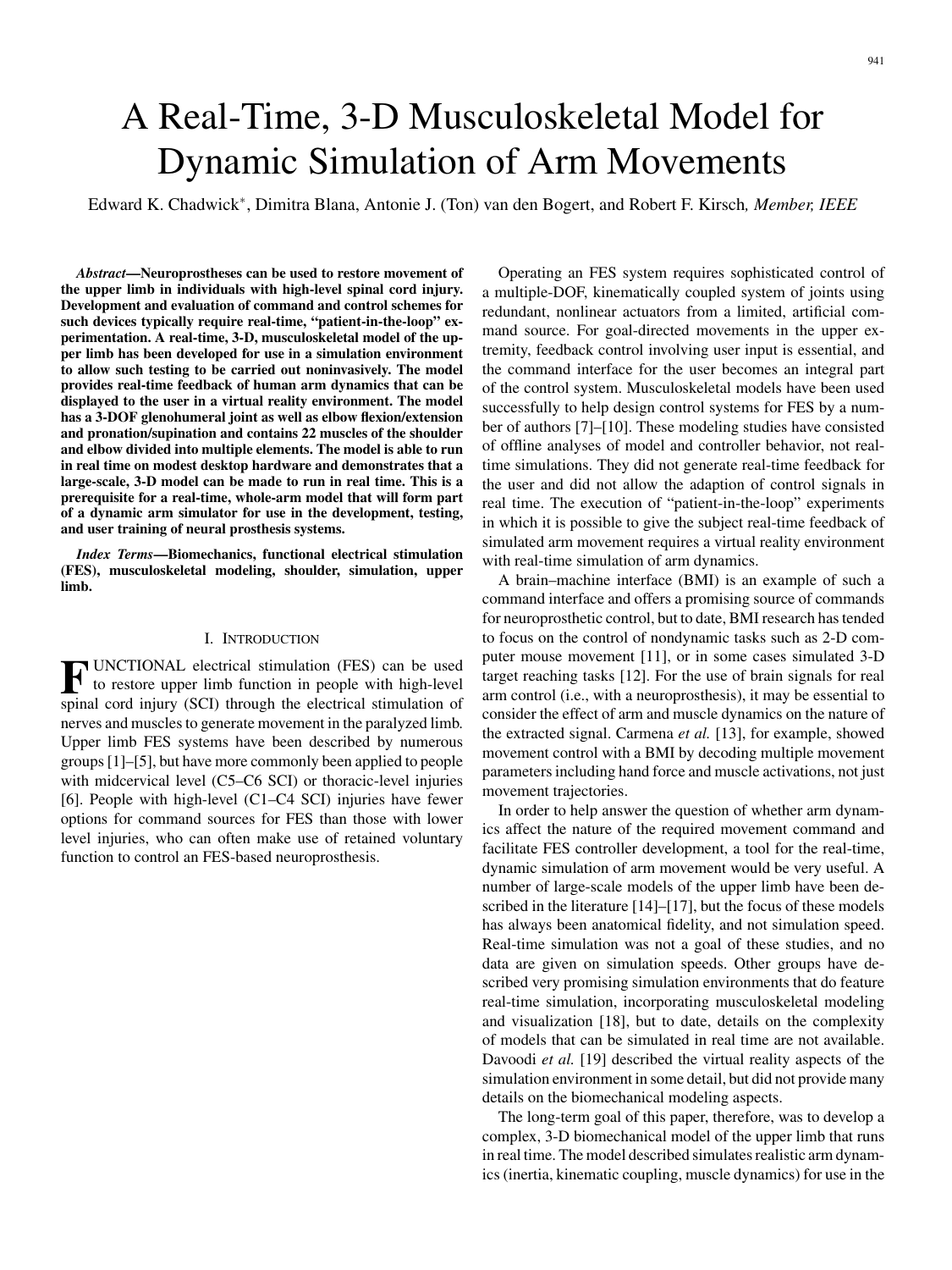# A Real-Time, 3-D Musculoskeletal Model for Dynamic Simulation of Arm Movements

Edward K. Chadwick*, Dimitra Blana, Antonie J. (Ton) van den Bogert, and Robert F. Kirsch, *Member, IEEE*

***Abstract*—Neuroprostheses can be used to restore movement of the upper limb in individuals with high-level spinal cord injury. Development and evaluation of command and control schemes for such devices typically require real-time, "patient-in-the-loop" experimentation. A real-time, 3-D, musculoskeletal model of the upper limb has been developed for use in a simulation environment to allow such testing to be carried out noninvasively. The model provides real-time feedback of human arm dynamics that can be displayed to the user in a virtual reality environment. The model has a 3-DOF glenohumeral joint as well as elbow flexion/extension and pronation/supination and contains 22 muscles of the shoulder and elbow divided into multiple elements. The model is able to run in real time on modest desktop hardware and demonstrates that a large-scale, 3-D model can be made to run in real time. This is a prerequisite for a real-time, whole-arm model that will form part of a dynamic arm simulator for use in the development, testing, and user training of neural prosthesis systems.**

***Index Terms*—Biomechanics, functional electrical stimulation (FES), musculoskeletal modeling, shoulder, simulation, upper limb.**

## I. Introduction

FUNCTIONAL electrical stimulation (FES) can be used to restore upper limb function in people with high-level spinal cord injury (SCI) through the electrical stimulation of nerves and muscles to generate movement in the paralyzed limb. Upper limb FES systems have been described by numerous groups [1]–[5], but have more commonly been applied to people with midcervical level (C5–C6 SCI) or thoracic-level injuries [6]. People with high-level (C1–C4 SCI) injuries have fewer options for command sources for FES than those with lower level injuries, who can often make use of retained voluntary function to control an FES-based neuroprosthesis.

Operating an FES system requires sophisticated control of a multiple-DOF, kinematically coupled system of joints using redundant, nonlinear actuators from a limited, artificial command source. For goal-directed movements in the upper extremity, feedback control involving user input is essential, and the command interface for the user becomes an integral part of the control system. Musculoskeletal models have been used successfully to help design control systems for FES by a number of authors [7]–[10]. These modeling studies have consisted of offline analyses of model and controller behavior, not real-time simulations. They did not generate real-time feedback for the user and did not allow the adaption of control signals in real time. The execution of "patient-in-the-loop" experiments in which it is possible to give the subject real-time feedback of simulated arm movement requires a virtual reality environment with real-time simulation of arm dynamics.

A brain–machine interface (BMI) is an example of such a command interface and offers a promising source of commands for neuroprosthetic control, but to date, BMI research has tended to focus on the control of nondynamic tasks such as 2-D computer mouse movement [11], or in some cases simulated 3-D target reaching tasks [12]. For the use of brain signals for real arm control (i.e., with a neuroprosthesis), it may be essential to consider the effect of arm and muscle dynamics on the nature of the extracted signal. Carmena *et al.* [13], for example, showed movement control with a BMI by decoding multiple movement parameters including hand force and muscle activations, not just movement trajectories.

In order to help answer the question of whether arm dynamics affect the nature of the required movement command and facilitate FES controller development, a tool for the real-time, dynamic simulation of arm movement would be very useful. A number of large-scale models of the upper limb have been described in the literature [14]–[17], but the focus of these models has always been anatomical fidelity, and not simulation speed. Real-time simulation was not a goal of these studies, and no data are given on simulation speeds. Other groups have described very promising simulation environments that do feature real-time simulation, incorporating musculoskeletal modeling and visualization [18], but to date, details on the complexity of models that can be simulated in real time are not available. Davoodi *et al.* [19] described the virtual reality aspects of the simulation environment in some detail, but did not provide many details on the biomechanical modeling aspects.

The long-term goal of this paper, therefore, was to develop a complex, 3-D biomechanical model of the upper limb that runs in real time. The model described simulates realistic arm dynamics (inertia, kinematic coupling, muscle dynamics) for use in the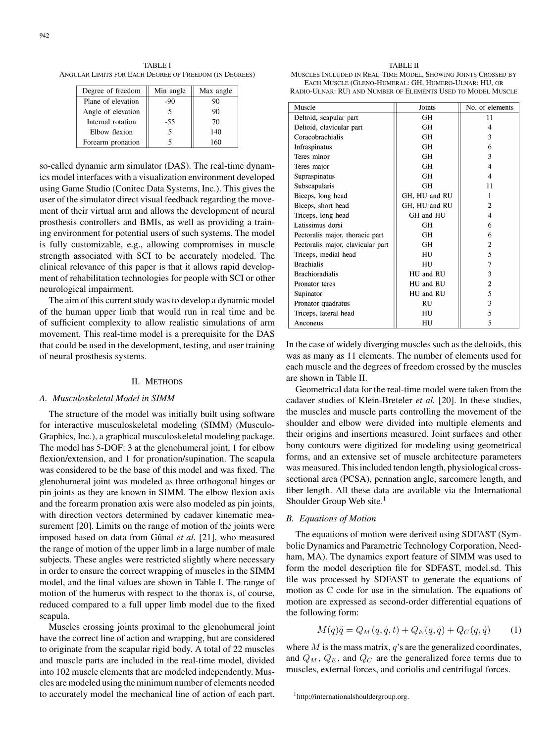TABLE I
ANGULAR LIMITS FOR EACH DEGREE OF FREEDOM (IN DEGREES)

| Degree of freedom | Min angle | Max angle |
|---|---|---|
| Plane of elevation | -90 | 90 |
| Angle of elevation | 5 | 90 |
| Internal rotation | -55 | 70 |
| Elbow flexion | 5 | 140 |
| Forearm pronation | 5 | 160 |

so-called dynamic arm simulator (DAS). The real-time dynamics model interfaces with a visualization environment developed using Game Studio (Conitec Data Systems, Inc.). This gives the user of the simulator direct visual feedback regarding the movement of their virtual arm and allows the development of neural prosthesis controllers and BMIs, as well as providing a training environment for potential users of such systems. The model is fully customizable, e.g., allowing compromises in muscle strength associated with SCI to be accurately modeled. The clinical relevance of this paper is that it allows rapid development of rehabilitation technologies for people with SCI or other neurological impairment.

The aim of this current study was to develop a dynamic model of the human upper limb that would run in real time and be of sufficient complexity to allow realistic simulations of arm movement. This real-time model is a prerequisite for the DAS that could be used in the development, testing, and user training of neural prosthesis systems.

## II. Methods

### A. Musculoskeletal Model in SIMM

The structure of the model was initially built using software for interactive musculoskeletal modeling (SIMM) (MusculoGraphics, Inc.), a graphical musculoskeletal modeling package. The model has 5-DOF: 3 at the glenohumeral joint, 1 for elbow flexion/extension, and 1 for pronation/supination. The scapula was considered to be the base of this model and was fixed. The glenohumeral joint was modeled as three orthogonal hinges or pin joints as they are known in SIMM. The elbow flexion axis and the forearm pronation axis were also modeled as pin joints, with direction vectors determined by cadaver kinematic measurement [20]. Limits on the range of motion of the joints were imposed based on data from Gûnal *et al.* [21], who measured the range of motion of the upper limb in a large number of male subjects. These angles were restricted slightly where necessary in order to ensure the correct wrapping of muscles in the SIMM model, and the final values are shown in Table I. The range of motion of the humerus with respect to the thorax is, of course, reduced compared to a full upper limb model due to the fixed scapula.

Muscles crossing joints proximal to the glenohumeral joint have the correct line of action and wrapping, but are considered to originate from the scapular rigid body. A total of 22 muscles and muscle parts are included in the real-time model, divided into 102 muscle elements that are modeled independently. Muscles are modeled using the minimum number of elements needed to accurately model the mechanical line of action of each part.

TABLE II
MUSCLES INCLUDED IN REAL-TIME MODEL, SHOWING JOINTS CROSSED BY EACH MUSCLE (GLENO-HUMERAL: GH, HUMERO-ULNAR: HU, OR RADIO-ULNAR: RU) AND NUMBER OF ELEMENTS USED TO MODEL MUSCLE

| Muscle | Joints | No. of elements |
|---|---|---|
| Deltoid, scapular part | GH | 11 |
| Deltoid, clavicular part | GH | 4 |
| Coracobrachialis | GH | 3 |
| Infraspinatus | GH | 6 |
| Teres minor | GH | 3 |
| Teres major | GH | 4 |
| Supraspinatus | GH | 4 |
| Subscapularis | GH | 11 |
| Biceps, long head | GH, HU and RU | 1 |
| Biceps, short head | GH, HU and RU | 2 |
| Triceps, long head | GH and HU | 4 |
| Latissimus dorsi | GH | 6 |
| Pectoralis major, thoracic part | GH | 6 |
| Pectoralis major, clavicular part | GH | 2 |
| Triceps, medial head | HU | 5 |
| Brachialis | HU | 7 |
| Brachioradialis | HU and RU | 3 |
| Pronator teres | HU and RU | 2 |
| Supinator | HU and RU | 5 |
| Pronator quadratus | RU | 3 |
| Triceps, lateral head | HU | 5 |
| Anconeus | HU | 5 |

In the case of widely diverging muscles such as the deltoids, this was as many as 11 elements. The number of elements used for each muscle and the degrees of freedom crossed by the muscles are shown in Table II.

Geometrical data for the real-time model were taken from the cadaver studies of Klein-Breteler *et al.* [20]. In these studies, the muscles and muscle parts controlling the movement of the shoulder and elbow were divided into multiple elements and their origins and insertions measured. Joint surfaces and other bony contours were digitized for modeling using geometrical forms, and an extensive set of muscle architecture parameters was measured. This included tendon length, physiological cross-sectional area (PCSA), pennation angle, sarcomere length, and fiber length. All these data are available via the International Shoulder Group Web site.[1]

### B. Equations of Motion

The equations of motion were derived using SDFAST (Symbolic Dynamics and Parametric Technology Corporation, Needham, MA). The dynamics export feature of SIMM was used to form the model description file for SDFAST, model.sd. This file was processed by SDFAST to generate the equations of motion as C code for use in the simulation. The equations of motion are expressed as second-order differential equations of the following form:

$$M(q)\ddot{q} = Q_M(q, \dot{q}, t) + Q_E(q, \dot{q}) + Q_C(q, \dot{q}) \qquad (1)$$

where $M$ is the mass matrix, $q$'s are the generalized coordinates, and $Q_M$, $Q_E$, and $Q_C$ are the generalized force terms due to muscles, external forces, and coriolis and centrifugal forces.

[1] http://internationalshouldergroup.org.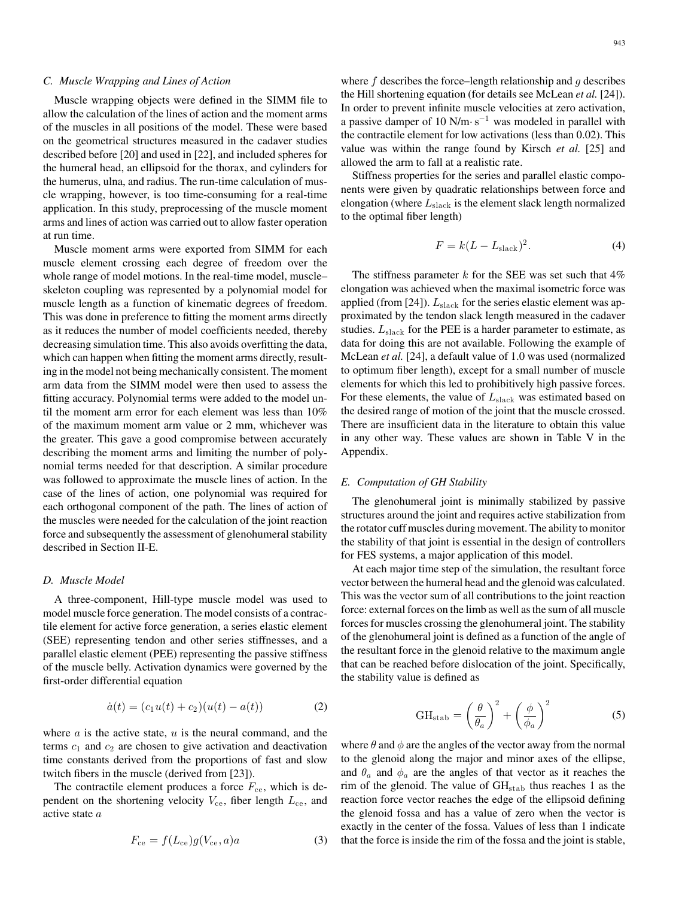### C. Muscle Wrapping and Lines of Action

Muscle wrapping objects were defined in the SIMM file to allow the calculation of the lines of action and the moment arms of the muscles in all positions of the model. These were based on the geometrical structures measured in the cadaver studies described before [20] and used in [22], and included spheres for the humeral head, an ellipsoid for the thorax, and cylinders for the humerus, ulna, and radius. The run-time calculation of muscle wrapping, however, is too time-consuming for a real-time application. In this study, preprocessing of the muscle moment arms and lines of action was carried out to allow faster operation at run time.

Muscle moment arms were exported from SIMM for each muscle element crossing each degree of freedom over the whole range of model motions. In the real-time model, muscle–skeleton coupling was represented by a polynomial model for muscle length as a function of kinematic degrees of freedom. This was done in preference to fitting the moment arms directly as it reduces the number of model coefficients needed, thereby decreasing simulation time. This also avoids overfitting the data, which can happen when fitting the moment arms directly, resulting in the model not being mechanically consistent. The moment arm data from the SIMM model were then used to assess the fitting accuracy. Polynomial terms were added to the model until the moment arm error for each element was less than 10% of the maximum moment arm value or 2 mm, whichever was the greater. This gave a good compromise between accurately describing the moment arms and limiting the number of polynomial terms needed for that description. A similar procedure was followed to approximate the muscle lines of action. In the case of the lines of action, one polynomial was required for each orthogonal component of the path. The lines of action of the muscles were needed for the calculation of the joint reaction force and subsequently the assessment of glenohumeral stability described in Section II-E.

### D. Muscle Model

A three-component, Hill-type muscle model was used to model muscle force generation. The model consists of a contractile element for active force generation, a series elastic element (SEE) representing tendon and other series stiffnesses, and a parallel elastic element (PEE) representing the passive stiffness of the muscle belly. Activation dynamics were governed by the first-order differential equation

$$\dot{a}(t) = (c_1 u(t) + c_2)(u(t) - a(t)) \tag{2}$$

where $a$ is the active state, $u$ is the neural command, and the terms $c_1$ and $c_2$ are chosen to give activation and deactivation time constants derived from the proportions of fast and slow twitch fibers in the muscle (derived from [23]).

The contractile element produces a force $F_{\mathrm{ce}}$, which is dependent on the shortening velocity $V_{\mathrm{ce}}$, fiber length $L_{\mathrm{ce}}$, and active state $a$

$$F_{\mathrm{ce}} = f(L_{\mathrm{ce}})g(V_{\mathrm{ce}}, a)a \tag{3}$$

where $f$ describes the force–length relationship and $g$ describes the Hill shortening equation (for details see McLean *et al.* [24]). In order to prevent infinite muscle velocities at zero activation, a passive damper of 10 N/m$\cdot$ s$^{-1}$ was modeled in parallel with the contractile element for low activations (less than 0.02). This value was within the range found by Kirsch *et al.* [25] and allowed the arm to fall at a realistic rate.

Stiffness properties for the series and parallel elastic components were given by quadratic relationships between force and elongation (where $L_{\mathrm{slack}}$ is the element slack length normalized to the optimal fiber length)

$$F = k(L - L_{\mathrm{slack}})^2. \tag{4}$$

The stiffness parameter $k$ for the SEE was set such that 4% elongation was achieved when the maximal isometric force was applied (from [24]). $L_{\mathrm{slack}}$ for the series elastic element was approximated by the tendon slack length measured in the cadaver studies. $L_{\mathrm{slack}}$ for the PEE is a harder parameter to estimate, as data for doing this are not available. Following the example of McLean *et al.* [24], a default value of 1.0 was used (normalized to optimum fiber length), except for a small number of muscle elements for which this led to prohibitively high passive forces. For these elements, the value of $L_{\mathrm{slack}}$ was estimated based on the desired range of motion of the joint that the muscle crossed. There are insufficient data in the literature to obtain this value in any other way. These values are shown in Table V in the Appendix.

### E. Computation of GH Stability

The glenohumeral joint is minimally stabilized by passive structures around the joint and requires active stabilization from the rotator cuff muscles during movement. The ability to monitor the stability of that joint is essential in the design of controllers for FES systems, a major application of this model.

At each major time step of the simulation, the resultant force vector between the humeral head and the glenoid was calculated. This was the vector sum of all contributions to the joint reaction force: external forces on the limb as well as the sum of all muscle forces for muscles crossing the glenohumeral joint. The stability of the glenohumeral joint is defined as a function of the angle of the resultant force in the glenoid relative to the maximum angle that can be reached before dislocation of the joint. Specifically, the stability value is defined as

$$\mathrm{GH}_{\mathrm{stab}} = \left(\frac{\theta}{\theta_a}\right)^2 + \left(\frac{\phi}{\phi_a}\right)^2 \tag{5}$$

where $\theta$ and $\phi$ are the angles of the vector away from the normal to the glenoid along the major and minor axes of the ellipse, and $\theta_a$ and $\phi_a$ are the angles of that vector as it reaches the rim of the glenoid. The value of $\mathrm{GH}_{\mathrm{stab}}$ thus reaches 1 as the reaction force vector reaches the edge of the ellipsoid defining the glenoid fossa and has a value of zero when the vector is exactly in the center of the fossa. Values of less than 1 indicate that the force is inside the rim of the fossa and the joint is stable,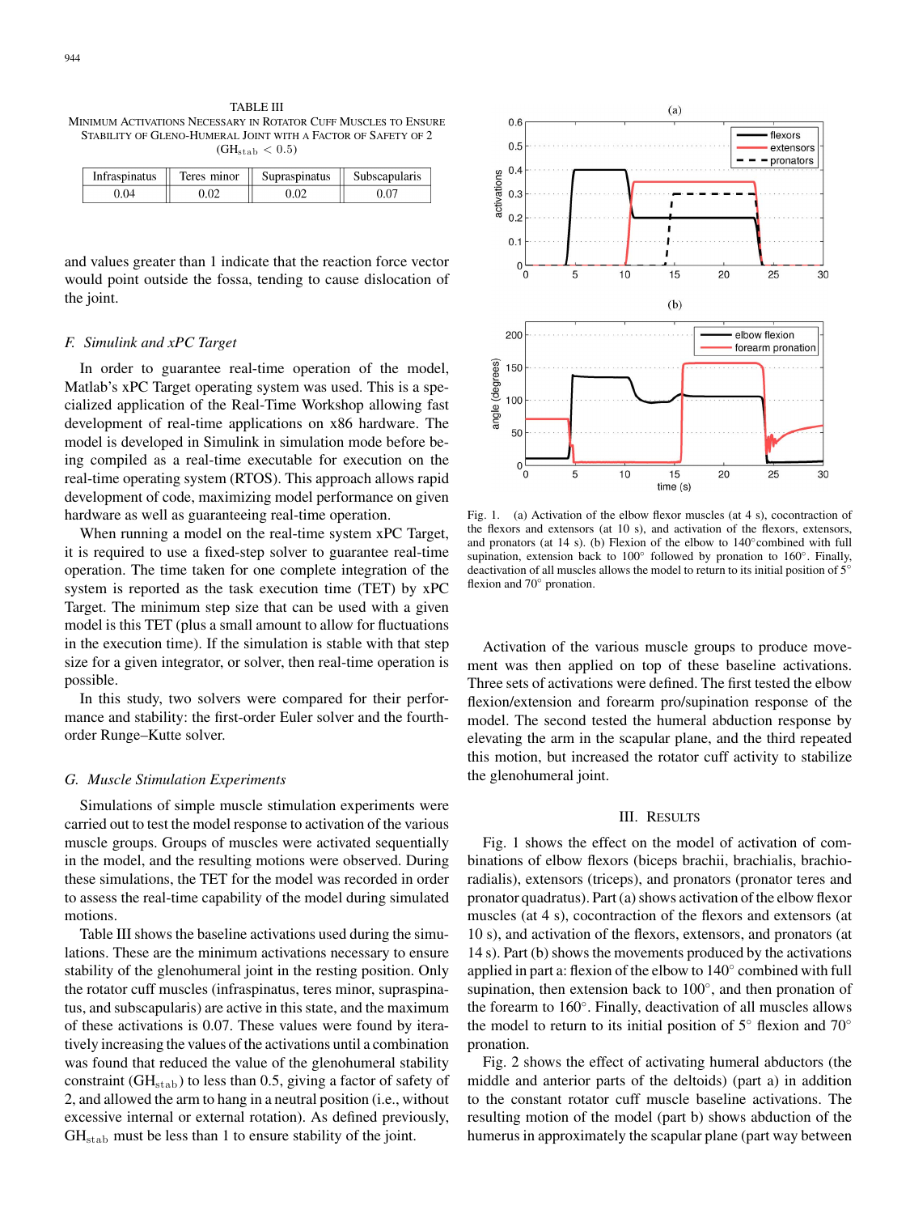TABLE III
MINIMUM ACTIVATIONS NECESSARY IN ROTATOR CUFF MUSCLES TO ENSURE STABILITY OF GLENO-HUMERAL JOINT WITH A FACTOR OF SAFETY OF 2 ($GH_{stab} < 0.5$)

| Infraspinatus | Teres minor | Supraspinatus | Subscapularis |
|---|---|---|---|
| 0.04 | 0.02 | 0.02 | 0.07 |

and values greater than 1 indicate that the reaction force vector would point outside the fossa, tending to cause dislocation of the joint.

### *F. Simulink and xPC Target*

In order to guarantee real-time operation of the model, Matlab's xPC Target operating system was used. This is a specialized application of the Real-Time Workshop allowing fast development of real-time applications on x86 hardware. The model is developed in Simulink in simulation mode before being compiled as a real-time executable for execution on the real-time operating system (RTOS). This approach allows rapid development of code, maximizing model performance on given hardware as well as guaranteeing real-time operation.

When running a model on the real-time system xPC Target, it is required to use a fixed-step solver to guarantee real-time operation. The time taken for one complete integration of the system is reported as the task execution time (TET) by xPC Target. The minimum step size that can be used with a given model is this TET (plus a small amount to allow for fluctuations in the execution time). If the simulation is stable with that step size for a given integrator, or solver, then real-time operation is possible.

In this study, two solvers were compared for their performance and stability: the first-order Euler solver and the fourth-order Runge–Kutte solver.

### *G. Muscle Stimulation Experiments*

Simulations of simple muscle stimulation experiments were carried out to test the model response to activation of the various muscle groups. Groups of muscles were activated sequentially in the model, and the resulting motions were observed. During these simulations, the TET for the model was recorded in order to assess the real-time capability of the model during simulated motions.

Table III shows the baseline activations used during the simulations. These are the minimum activations necessary to ensure stability of the glenohumeral joint in the resting position. Only the rotator cuff muscles (infraspinatus, teres minor, supraspinatus, and subscapularis) are active in this state, and the maximum of these activations is 0.07. These values were found by iteratively increasing the values of the activations until a combination was found that reduced the value of the glenohumeral stability constraint ($GH_{stab}$) to less than 0.5, giving a factor of safety of 2, and allowed the arm to hang in a neutral position (i.e., without excessive internal or external rotation). As defined previously, $GH_{stab}$ must be less than 1 to ensure stability of the joint.

Fig. 1. (a) Activation of the elbow flexor muscles (at 4 s), cocontraction of the flexors and extensors (at 10 s), and activation of the flexors, extensors, and pronators (at 14 s). (b) Flexion of the elbow to 140°combined with full supination, extension back to 100° followed by pronation to 160°. Finally, deactivation of all muscles allows the model to return to its initial position of 5° flexion and 70° pronation.

Activation of the various muscle groups to produce movement was then applied on top of these baseline activations. Three sets of activations were defined. The first tested the elbow flexion/extension and forearm pro/supination response of the model. The second tested the humeral abduction response by elevating the arm in the scapular plane, and the third repeated this motion, but increased the rotator cuff activity to stabilize the glenohumeral joint.

## III. RESULTS

Fig. 1 shows the effect on the model of activation of combinations of elbow flexors (biceps brachii, brachialis, brachioradialis), extensors (triceps), and pronators (pronator teres and pronator quadratus). Part (a) shows activation of the elbow flexor muscles (at 4 s), cocontraction of the flexors and extensors (at 10 s), and activation of the flexors, extensors, and pronators (at 14 s). Part (b) shows the movements produced by the activations applied in part a: flexion of the elbow to 140° combined with full supination, then extension back to 100°, and then pronation of the forearm to 160°. Finally, deactivation of all muscles allows the model to return to its initial position of 5° flexion and 70° pronation.

Fig. 2 shows the effect of activating humeral abductors (the middle and anterior parts of the deltoids) (part a) in addition to the constant rotator cuff muscle baseline activations. The resulting motion of the model (part b) shows abduction of the humerus in approximately the scapular plane (part way between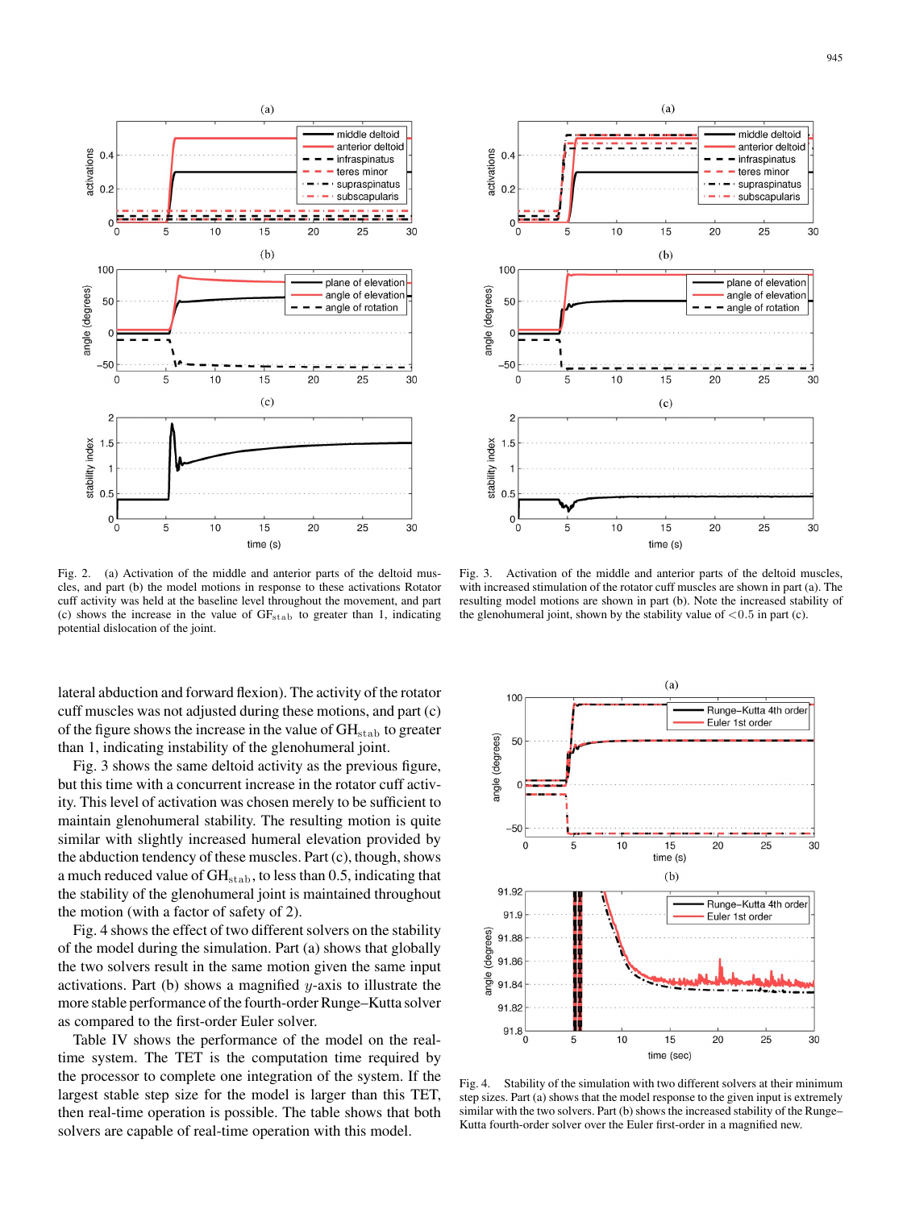Fig. 2. (a) Activation of the middle and anterior parts of the deltoid muscles, and part (b) the model motions in response to these activations Rotator cuff activity was held at the baseline level throughout the movement, and part (c) shows the increase in the value of $GF_{\mathrm{stab}}$ to greater than 1, indicating potential dislocation of the joint.

Fig. 3. Activation of the middle and anterior parts of the deltoid muscles, with increased stimulation of the rotator cuff muscles are shown in part (a). The resulting model motions are shown in part (b). Note the increased stability of the glenohumeral joint, shown by the stability value of $<0.5$ in part (c).

lateral abduction and forward flexion). The activity of the rotator cuff muscles was not adjusted during these motions, and part (c) of the figure shows the increase in the value of $GH_{\mathrm{stab}}$ to greater than 1, indicating instability of the glenohumeral joint.

Fig. 3 shows the same deltoid activity as the previous figure, but this time with a concurrent increase in the rotator cuff activity. This level of activation was chosen merely to be sufficient to maintain glenohumeral stability. The resulting motion is quite similar with slightly increased humeral elevation provided by the abduction tendency of these muscles. Part (c), though, shows a much reduced value of $GH_{\mathrm{stab}}$, to less than 0.5, indicating that the stability of the glenohumeral joint is maintained throughout the motion (with a factor of safety of 2).

Fig. 4 shows the effect of two different solvers on the stability of the model during the simulation. Part (a) shows that globally the two solvers result in the same motion given the same input activations. Part (b) shows a magnified $y$-axis to illustrate the more stable performance of the fourth-order Runge–Kutta solver as compared to the first-order Euler solver.

Table IV shows the performance of the model on the real-time system. The TET is the computation time required by the processor to complete one integration of the system. If the largest stable step size for the model is larger than this TET, then real-time operation is possible. The table shows that both solvers are capable of real-time operation with this model.

Fig. 4. Stability of the simulation with two different solvers at their minimum step sizes. Part (a) shows that the model response to the given input is extremely similar with the two solvers. Part (b) shows the increased stability of the Runge–Kutta fourth-order solver over the Euler first-order in a magnified new.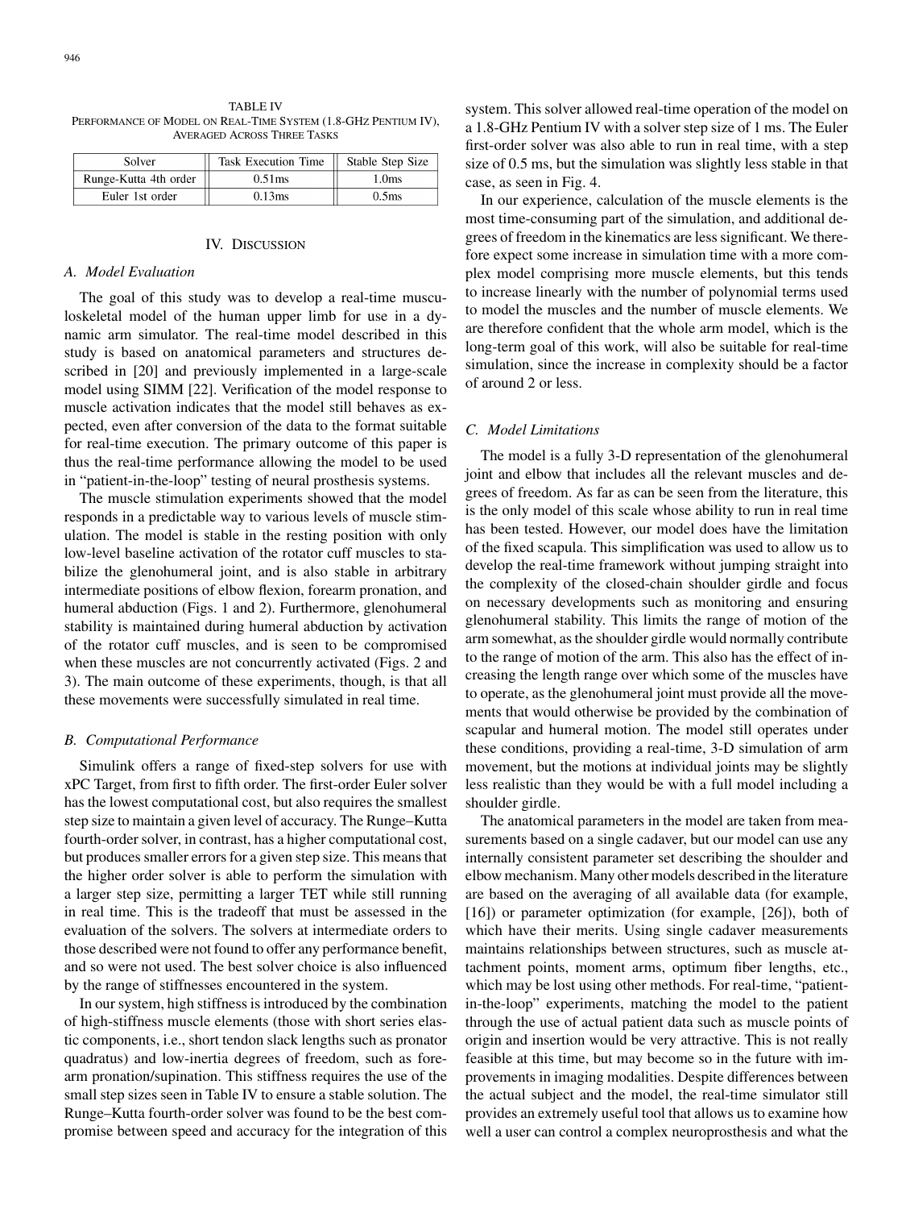TABLE IV
PERFORMANCE OF MODEL ON REAL-TIME SYSTEM (1.8-GHz PENTIUM IV), AVERAGED ACROSS THREE TASKS

| Solver | Task Execution Time | Stable Step Size |
|---|---|---|
| Runge-Kutta 4th order | 0.51ms | 1.0ms |
| Euler 1st order | 0.13ms | 0.5ms |

## IV. DISCUSSION

### A. Model Evaluation

The goal of this study was to develop a real-time musculoskeletal model of the human upper limb for use in a dynamic arm simulator. The real-time model described in this study is based on anatomical parameters and structures described in [20] and previously implemented in a large-scale model using SIMM [22]. Verification of the model response to muscle activation indicates that the model still behaves as expected, even after conversion of the data to the format suitable for real-time execution. The primary outcome of this paper is thus the real-time performance allowing the model to be used in "patient-in-the-loop" testing of neural prosthesis systems.

The muscle stimulation experiments showed that the model responds in a predictable way to various levels of muscle stimulation. The model is stable in the resting position with only low-level baseline activation of the rotator cuff muscles to stabilize the glenohumeral joint, and is also stable in arbitrary intermediate positions of elbow flexion, forearm pronation, and humeral abduction (Figs. 1 and 2). Furthermore, glenohumeral stability is maintained during humeral abduction by activation of the rotator cuff muscles, and is seen to be compromised when these muscles are not concurrently activated (Figs. 2 and 3). The main outcome of these experiments, though, is that all these movements were successfully simulated in real time.

### B. Computational Performance

Simulink offers a range of fixed-step solvers for use with xPC Target, from first to fifth order. The first-order Euler solver has the lowest computational cost, but also requires the smallest step size to maintain a given level of accuracy. The Runge–Kutta fourth-order solver, in contrast, has a higher computational cost, but produces smaller errors for a given step size. This means that the higher order solver is able to perform the simulation with a larger step size, permitting a larger TET while still running in real time. This is the tradeoff that must be assessed in the evaluation of the solvers. The solvers at intermediate orders to those described were not found to offer any performance benefit, and so were not used. The best solver choice is also influenced by the range of stiffnesses encountered in the system.

In our system, high stiffness is introduced by the combination of high-stiffness muscle elements (those with short series elastic components, i.e., short tendon slack lengths such as pronator quadratus) and low-inertia degrees of freedom, such as forearm pronation/supination. This stiffness requires the use of the small step sizes seen in Table IV to ensure a stable solution. The Runge–Kutta fourth-order solver was found to be the best compromise between speed and accuracy for the integration of this system. This solver allowed real-time operation of the model on a 1.8-GHz Pentium IV with a solver step size of 1 ms. The Euler first-order solver was also able to run in real time, with a step size of 0.5 ms, but the simulation was slightly less stable in that case, as seen in Fig. 4.

In our experience, calculation of the muscle elements is the most time-consuming part of the simulation, and additional degrees of freedom in the kinematics are less significant. We therefore expect some increase in simulation time with a more complex model comprising more muscle elements, but this tends to increase linearly with the number of polynomial terms used to model the muscles and the number of muscle elements. We are therefore confident that the whole arm model, which is the long-term goal of this work, will also be suitable for real-time simulation, since the increase in complexity should be a factor of around 2 or less.

### C. Model Limitations

The model is a fully 3-D representation of the glenohumeral joint and elbow that includes all the relevant muscles and degrees of freedom. As far as can be seen from the literature, this is the only model of this scale whose ability to run in real time has been tested. However, our model does have the limitation of the fixed scapula. This simplification was used to allow us to develop the real-time framework without jumping straight into the complexity of the closed-chain shoulder girdle and focus on necessary developments such as monitoring and ensuring glenohumeral stability. This limits the range of motion of the arm somewhat, as the shoulder girdle would normally contribute to the range of motion of the arm. This also has the effect of increasing the length range over which some of the muscles have to operate, as the glenohumeral joint must provide all the movements that would otherwise be provided by the combination of scapular and humeral motion. The model still operates under these conditions, providing a real-time, 3-D simulation of arm movement, but the motions at individual joints may be slightly less realistic than they would be with a full model including a shoulder girdle.

The anatomical parameters in the model are taken from measurements based on a single cadaver, but our model can use any internally consistent parameter set describing the shoulder and elbow mechanism. Many other models described in the literature are based on the averaging of all available data (for example, [16]) or parameter optimization (for example, [26]), both of which have their merits. Using single cadaver measurements maintains relationships between structures, such as muscle attachment points, moment arms, optimum fiber lengths, etc., which may be lost using other methods. For real-time, "patient-in-the-loop" experiments, matching the model to the patient through the use of actual patient data such as muscle points of origin and insertion would be very attractive. This is not really feasible at this time, but may become so in the future with improvements in imaging modalities. Despite differences between the actual subject and the model, the real-time simulator still provides an extremely useful tool that allows us to examine how well a user can control a complex neuroprosthesis and what the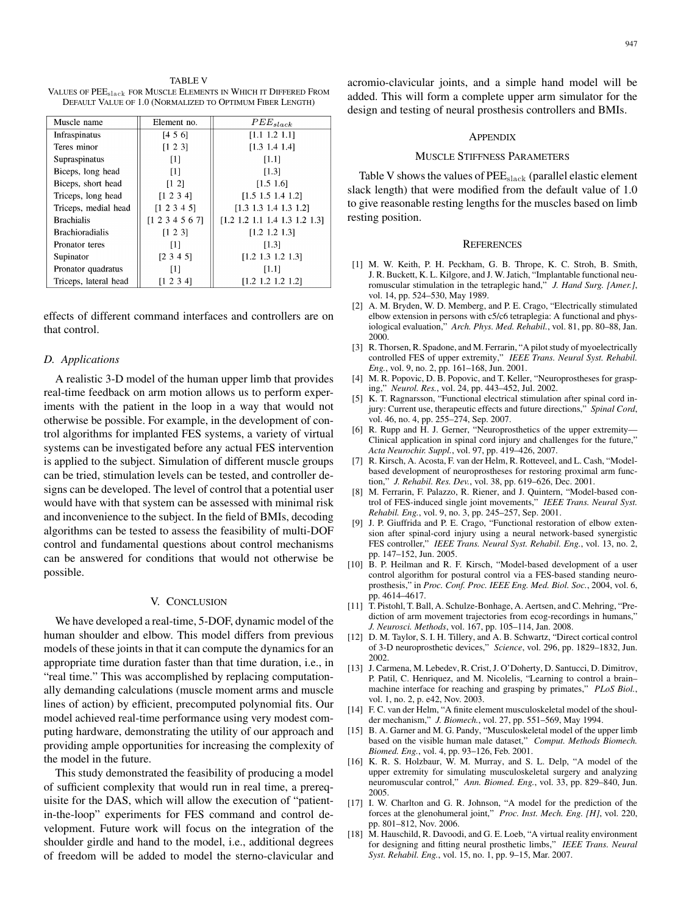TABLE V
VALUES OF $PEE_{slack}$ FOR MUSCLE ELEMENTS IN WHICH IT DIFFERED FROM DEFAULT VALUE OF 1.0 (NORMALIZED TO OPTIMUM FIBER LENGTH)

| Muscle name | Element no. | $PEE_{slack}$ |
|---|---|---|
| Infraspinatus | [4 5 6] | [1.1 1.2 1.1] |
| Teres minor | [1 2 3] | [1.3 1.4 1.4] |
| Supraspinatus | [1] | [1.1] |
| Biceps, long head | [1] | [1.3] |
| Biceps, short head | [1 2] | [1.5 1.6] |
| Triceps, long head | [1 2 3 4] | [1.5 1.5 1.4 1.2] |
| Triceps, medial head | [1 2 3 4 5] | [1.3 1.3 1.4 1.3 1.2] |
| Brachialis | [1 2 3 4 5 6 7] | [1.2 1.2 1.1 1.4 1.3 1.2 1.3] |
| Brachioradialis | [1 2 3] | [1.2 1.2 1.3] |
| Pronator teres | [1] | [1.3] |
| Supinator | [2 3 4 5] | [1.2 1.3 1.2 1.3] |
| Pronator quadratus | [1] | [1.1] |
| Triceps, lateral head | [1 2 3 4] | [1.2 1.2 1.2 1.2] |

effects of different command interfaces and controllers are on that control.

### D. Applications

A realistic 3-D model of the human upper limb that provides real-time feedback on arm motion allows us to perform experiments with the patient in the loop in a way that would not otherwise be possible. For example, in the development of control algorithms for implanted FES systems, a variety of virtual systems can be investigated before any actual FES intervention is applied to the subject. Simulation of different muscle groups can be tried, stimulation levels can be tested, and controller designs can be developed. The level of control that a potential user would have with that system can be assessed with minimal risk and inconvenience to the subject. In the field of BMIs, decoding algorithms can be tested to assess the feasibility of multi-DOF control and fundamental questions about control mechanisms can be answered for conditions that would not otherwise be possible.

## V. Conclusion

We have developed a real-time, 5-DOF, dynamic model of the human shoulder and elbow. This model differs from previous models of these joints in that it can compute the dynamics for an appropriate time duration faster than that time duration, i.e., in "real time." This was accomplished by replacing computationally demanding calculations (muscle moment arms and muscle lines of action) by efficient, precomputed polynomial fits. Our model achieved real-time performance using very modest computing hardware, demonstrating the utility of our approach and providing ample opportunities for increasing the complexity of the model in the future.

This study demonstrated the feasibility of producing a model of sufficient complexity that would run in real time, a prerequisite for the DAS, which will allow the execution of "patient-in-the-loop" experiments for FES command and control development. Future work will focus on the integration of the shoulder girdle and hand to the model, i.e., additional degrees of freedom will be added to model the sterno-clavicular and acromio-clavicular joints, and a simple hand model will be added. This will form a complete upper arm simulator for the design and testing of neural prosthesis controllers and BMIs.

## Appendix

### Muscle Stiffness Parameters

Table V shows the values of $PEE_{slack}$ (parallel elastic element slack length) that were modified from the default value of 1.0 to give reasonable resting lengths for the muscles based on limb resting position.

## References

[1] M. W. Keith, P. H. Peckham, G. B. Thrope, K. C. Stroh, B. Smith, J. R. Buckett, K. L. Kilgore, and J. W. Jatich, "Implantable functional neuromuscular stimulation in the tetraplegic hand," *J. Hand Surg. [Amer.]*, vol. 14, pp. 524–530, May 1989.

[2] A. M. Bryden, W. D. Memberg, and P. E. Crago, "Electrically stimulated elbow extension in persons with c5/c6 tetraplegia: A functional and physiological evaluation," *Arch. Phys. Med. Rehabil.*, vol. 81, pp. 80–88, Jan. 2000.

[3] R. Thorsen, R. Spadone, and M. Ferrarin, "A pilot study of myoelectrically controlled FES of upper extremity," *IEEE Trans. Neural Syst. Rehabil. Eng.*, vol. 9, no. 2, pp. 161–168, Jun. 2001.

[4] M. R. Popovic, D. B. Popovic, and T. Keller, "Neuroprostheses for grasping," *Neurol. Res.*, vol. 24, pp. 443–452, Jul. 2002.

[5] K. T. Ragnarsson, "Functional electrical stimulation after spinal cord injury: Current use, therapeutic effects and future directions," *Spinal Cord*, vol. 46, no. 4, pp. 255–274, Sep. 2007.

[6] R. Rupp and H. J. Gerner, "Neuroprosthetics of the upper extremity—Clinical application in spinal cord injury and challenges for the future," *Acta Neurochir. Suppl.*, vol. 97, pp. 419–426, 2007.

[7] R. Kirsch, A. Acosta, F. van der Helm, R. Rotteveel, and L. Cash, "Model-based development of neuroprostheses for restoring proximal arm function," *J. Rehabil. Res. Dev.*, vol. 38, pp. 619–626, Dec. 2001.

[8] M. Ferrarin, F. Palazzo, R. Riener, and J. Quintern, "Model-based control of FES-induced single joint movements," *IEEE Trans. Neural Syst. Rehabil. Eng.*, vol. 9, no. 3, pp. 245–257, Sep. 2001.

[9] J. P. Giuffrida and P. E. Crago, "Functional restoration of elbow extension after spinal-cord injury using a neural network-based synergistic FES controller," *IEEE Trans. Neural Syst. Rehabil. Eng.*, vol. 13, no. 2, pp. 147–152, Jun. 2005.

[10] B. P. Heilman and R. F. Kirsch, "Model-based development of a user control algorithm for postural control via a FES-based standing neuroprosthesis," in *Proc. Conf. Proc. IEEE Eng. Med. Biol. Soc.*, 2004, vol. 6, pp. 4614–4617.

[11] T. Pistohl, T. Ball, A. Schulze-Bonhage, A. Aertsen, and C. Mehring, "Prediction of arm movement trajectories from ecog-recordings in humans," *J. Neurosci. Methods*, vol. 167, pp. 105–114, Jan. 2008.

[12] D. M. Taylor, S. I. H. Tillery, and A. B. Schwartz, "Direct cortical control of 3-D neuroprosthetic devices," *Science*, vol. 296, pp. 1829–1832, Jun. 2002.

[13] J. Carmena, M. Lebedev, R. Crist, J. O'Doherty, D. Santucci, D. Dimitrov, P. Patil, C. Henriquez, and M. Nicolelis, "Learning to control a brain–machine interface for reaching and grasping by primates," *PLoS Biol.*, vol. 1, no. 2, p. e42, Nov. 2003.

[14] F. C. van der Helm, "A finite element musculoskeletal model of the shoulder mechanism," *J. Biomech.*, vol. 27, pp. 551–569, May 1994.

[15] B. A. Garner and M. G. Pandy, "Musculoskeletal model of the upper limb based on the visible human male dataset," *Comput. Methods Biomech. Biomed. Eng.*, vol. 4, pp. 93–126, Feb. 2001.

[16] K. R. S. Holzbaur, W. M. Murray, and S. L. Delp, "A model of the upper extremity for simulating musculoskeletal surgery and analyzing neuromuscular control," *Ann. Biomed. Eng.*, vol. 33, pp. 829–840, Jun. 2005.

[17] I. W. Charlton and G. R. Johnson, "A model for the prediction of the forces at the glenohumeral joint," *Proc. Inst. Mech. Eng. [H]*, vol. 220, pp. 801–812, Nov. 2006.

[18] M. Hauschild, R. Davoodi, and G. E. Loeb, "A virtual reality environment for designing and fitting neural prosthetic limbs," *IEEE Trans. Neural Syst. Rehabil. Eng.*, vol. 15, no. 1, pp. 9–15, Mar. 2007.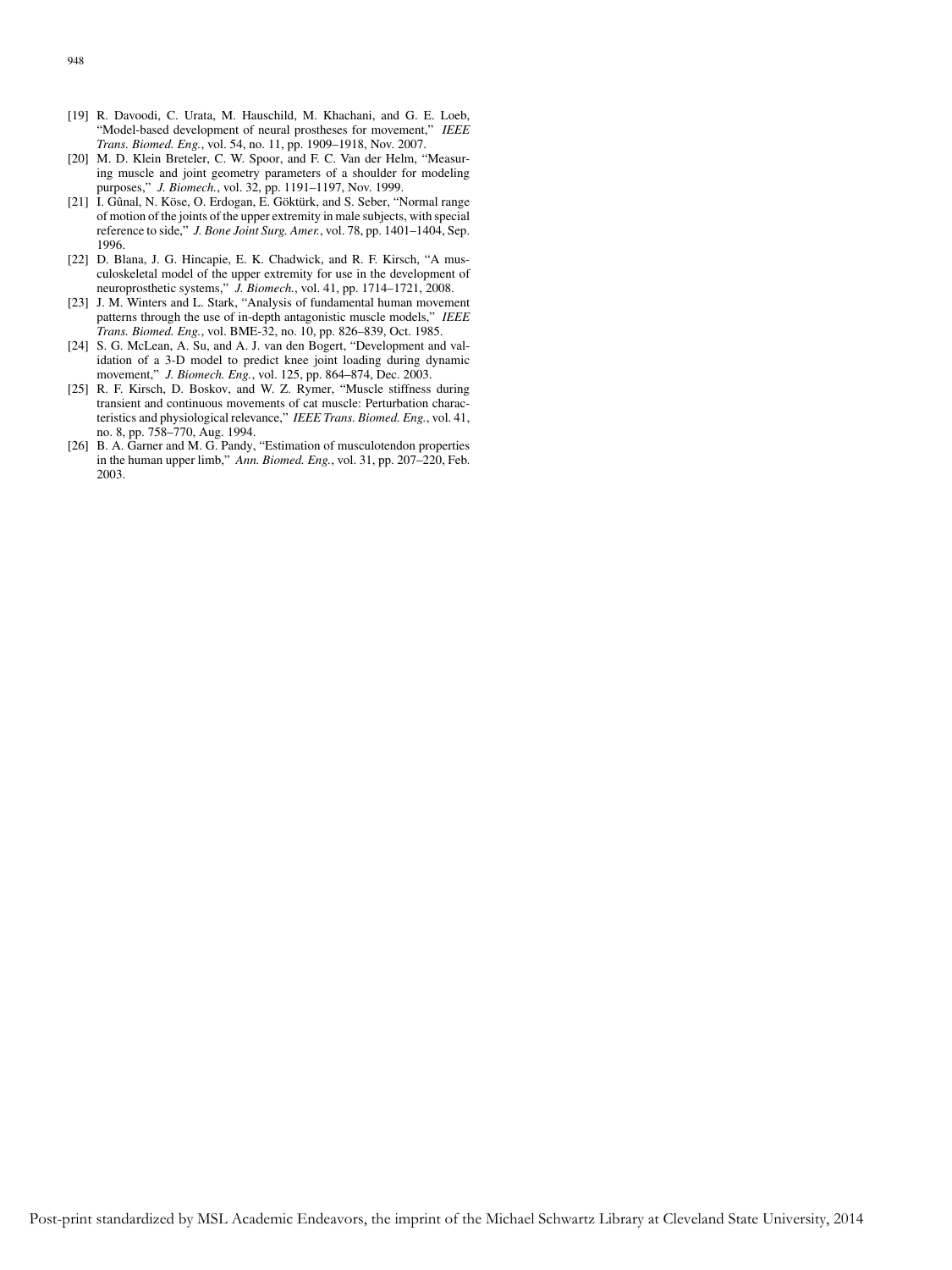[19] R. Davoodi, C. Urata, M. Hauschild, M. Khachani, and G. E. Loeb, "Model-based development of neural prostheses for movement," *IEEE Trans. Biomed. Eng.*, vol. 54, no. 11, pp. 1909–1918, Nov. 2007.

[20] M. D. Klein Breteler, C. W. Spoor, and F. C. Van der Helm, "Measuring muscle and joint geometry parameters of a shoulder for modeling purposes," *J. Biomech.*, vol. 32, pp. 1191–1197, Nov. 1999.

[21] I. Gûnal, N. Köse, O. Erdogan, E. Göktürk, and S. Seber, "Normal range of motion of the joints of the upper extremity in male subjects, with special reference to side," *J. Bone Joint Surg. Amer.*, vol. 78, pp. 1401–1404, Sep. 1996.

[22] D. Blana, J. G. Hincapie, E. K. Chadwick, and R. F. Kirsch, "A musculoskeletal model of the upper extremity for use in the development of neuroprosthetic systems," *J. Biomech.*, vol. 41, pp. 1714–1721, 2008.

[23] J. M. Winters and L. Stark, "Analysis of fundamental human movement patterns through the use of in-depth antagonistic muscle models," *IEEE Trans. Biomed. Eng.*, vol. BME-32, no. 10, pp. 826–839, Oct. 1985.

[24] S. G. McLean, A. Su, and A. J. van den Bogert, "Development and validation of a 3-D model to predict knee joint loading during dynamic movement," *J. Biomech. Eng.*, vol. 125, pp. 864–874, Dec. 2003.

[25] R. F. Kirsch, D. Boskov, and W. Z. Rymer, "Muscle stiffness during transient and continuous movements of cat muscle: Perturbation characteristics and physiological relevance," *IEEE Trans. Biomed. Eng.*, vol. 41, no. 8, pp. 758–770, Aug. 1994.

[26] B. A. Garner and M. G. Pandy, "Estimation of musculotendon properties in the human upper limb," *Ann. Biomed. Eng.*, vol. 31, pp. 207–220, Feb. 2003.

Post-print standardized by MSL Academic Endeavors, the imprint of the Michael Schwartz Library at Cleveland State University, 2014